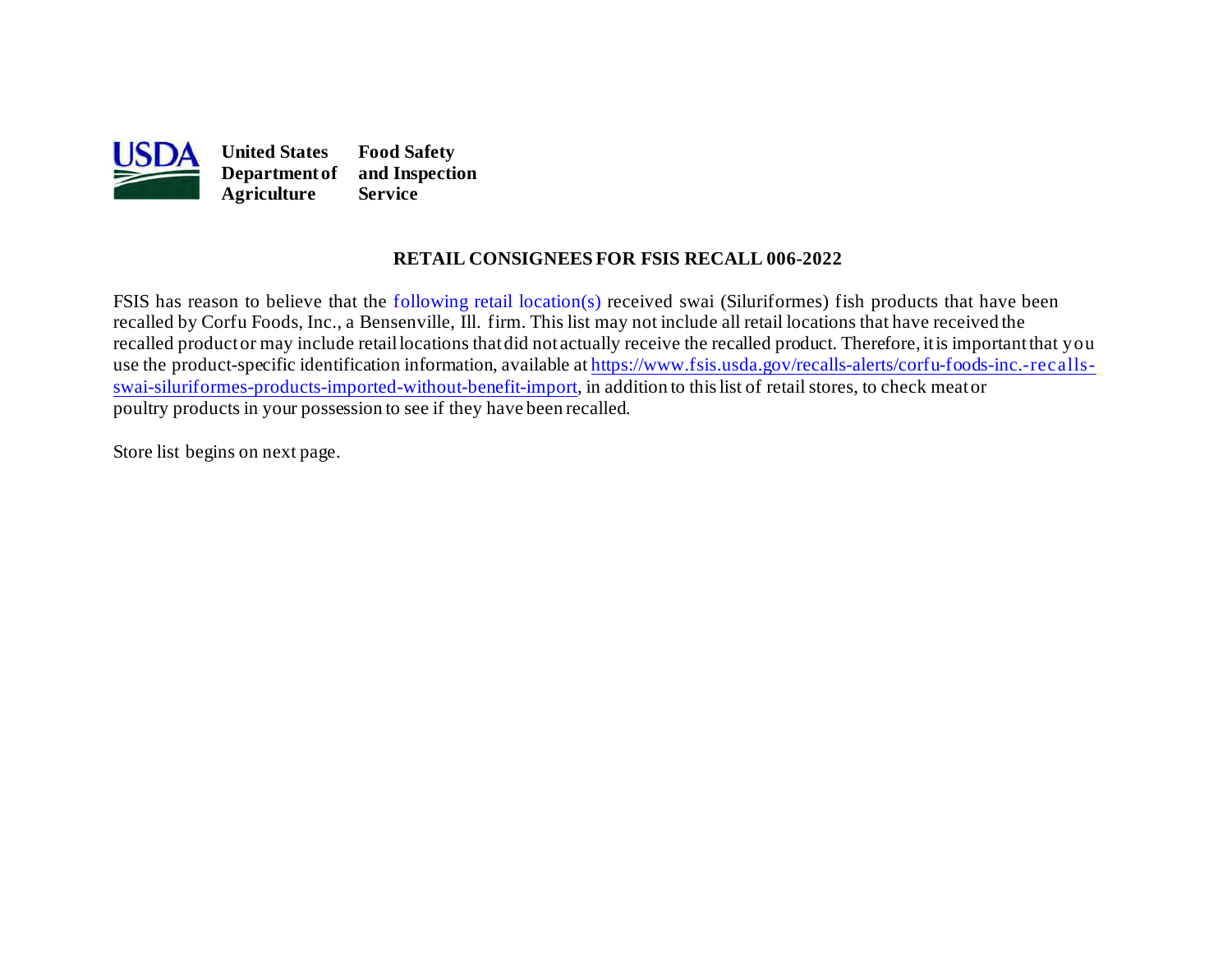**United States Department of Agriculture** **Food Safety and Inspection Service**

# RETAIL CONSIGNEES FOR FSIS RECALL 006-2022

FSIS has reason to believe that the following retail location(s) received swai (Siluriformes) fish products that have been recalled by Corfu Foods, Inc., a Bensenville, Ill. firm. This list may not include all retail locations that have received the recalled product or may include retail locations that did not actually receive the recalled product. Therefore, it is important that you use the product-specific identification information, available at https://www.fsis.usda.gov/recalls-alerts/corfu-foods-inc.-recalls-swai-siluriformes-products-imported-without-benefit-import, in addition to this list of retail stores, to check meat or poultry products in your possession to see if they have been recalled.

Store list begins on next page.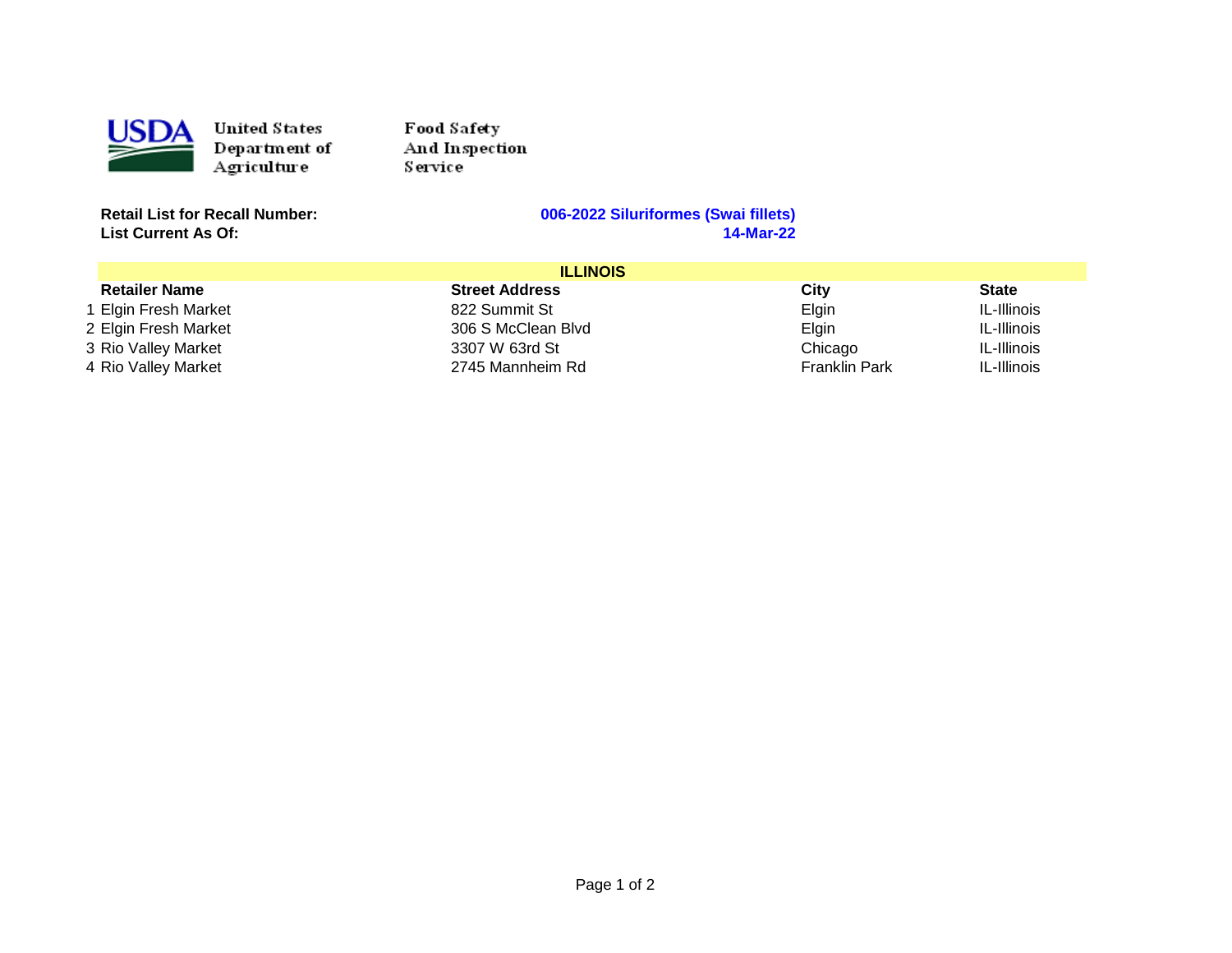United States Department of Agriculture

Food Safety And Inspection Service

**Retail List for Recall Number:** **006-2022 Siluriformes (Swai fillets)**

**List Current As Of:** **14-Mar-22**

| | ILLINOIS | | | |
|---|---|---|---|---|
| | **Retailer Name** | **Street Address** | **City** | **State** |
| 1 | Elgin Fresh Market | 822 Summit St | Elgin | IL-Illinois |
| 2 | Elgin Fresh Market | 306 S McClean Blvd | Elgin | IL-Illinois |
| 3 | Rio Valley Market | 3307 W 63rd St | Chicago | IL-Illinois |
| 4 | Rio Valley Market | 2745 Mannheim Rd | Franklin Park | IL-Illinois |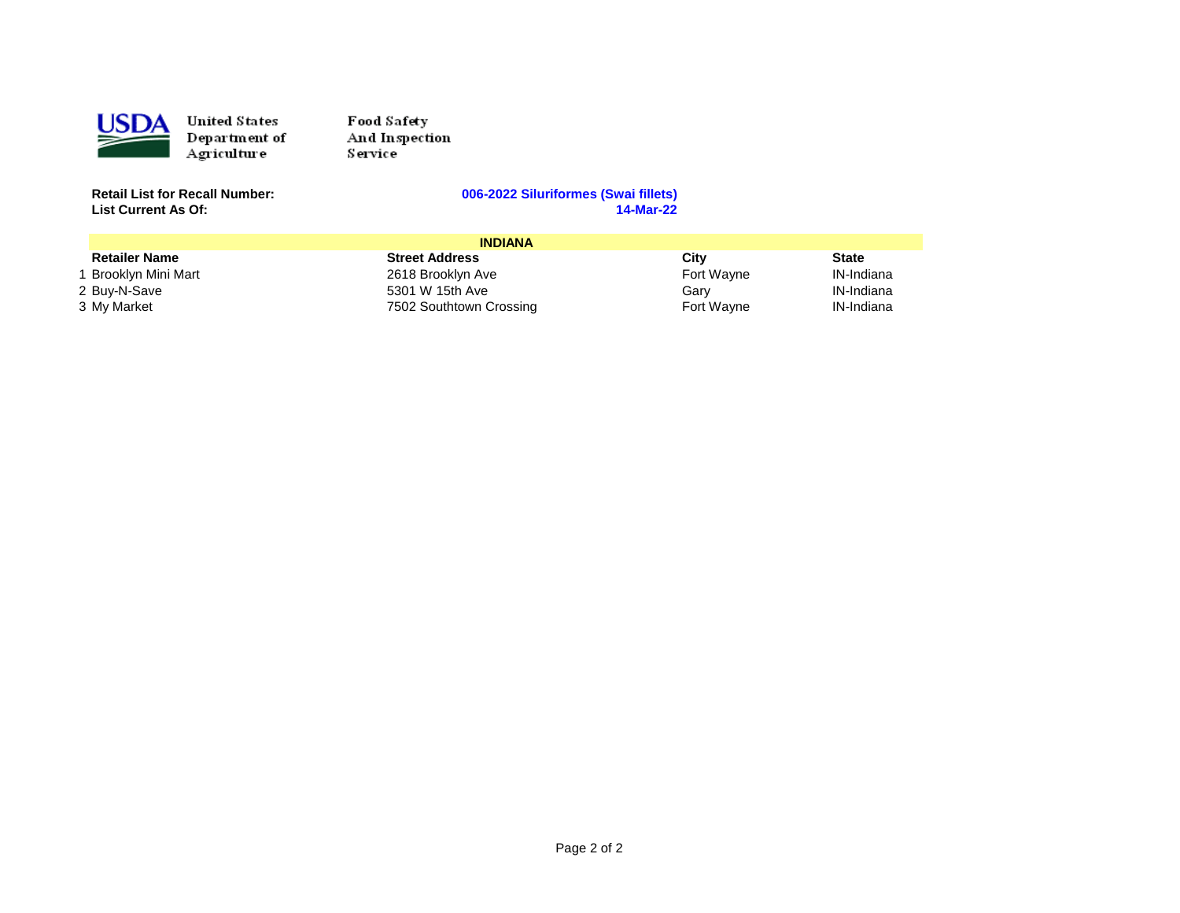United States Department of Agriculture — Food Safety And Inspection Service

**Retail List for Recall Number:** **006-2022 Siluriformes (Swai fillets)**
**List Current As Of:** **14-Mar-22**

**INDIANA**

| | Retailer Name | Street Address | City | State |
|---|---|---|---|---|
| 1 | Brooklyn Mini Mart | 2618 Brooklyn Ave | Fort Wayne | IN-Indiana |
| 2 | Buy-N-Save | 5301 W 15th Ave | Gary | IN-Indiana |
| 3 | My Market | 7502 Southtown Crossing | Fort Wayne | IN-Indiana |